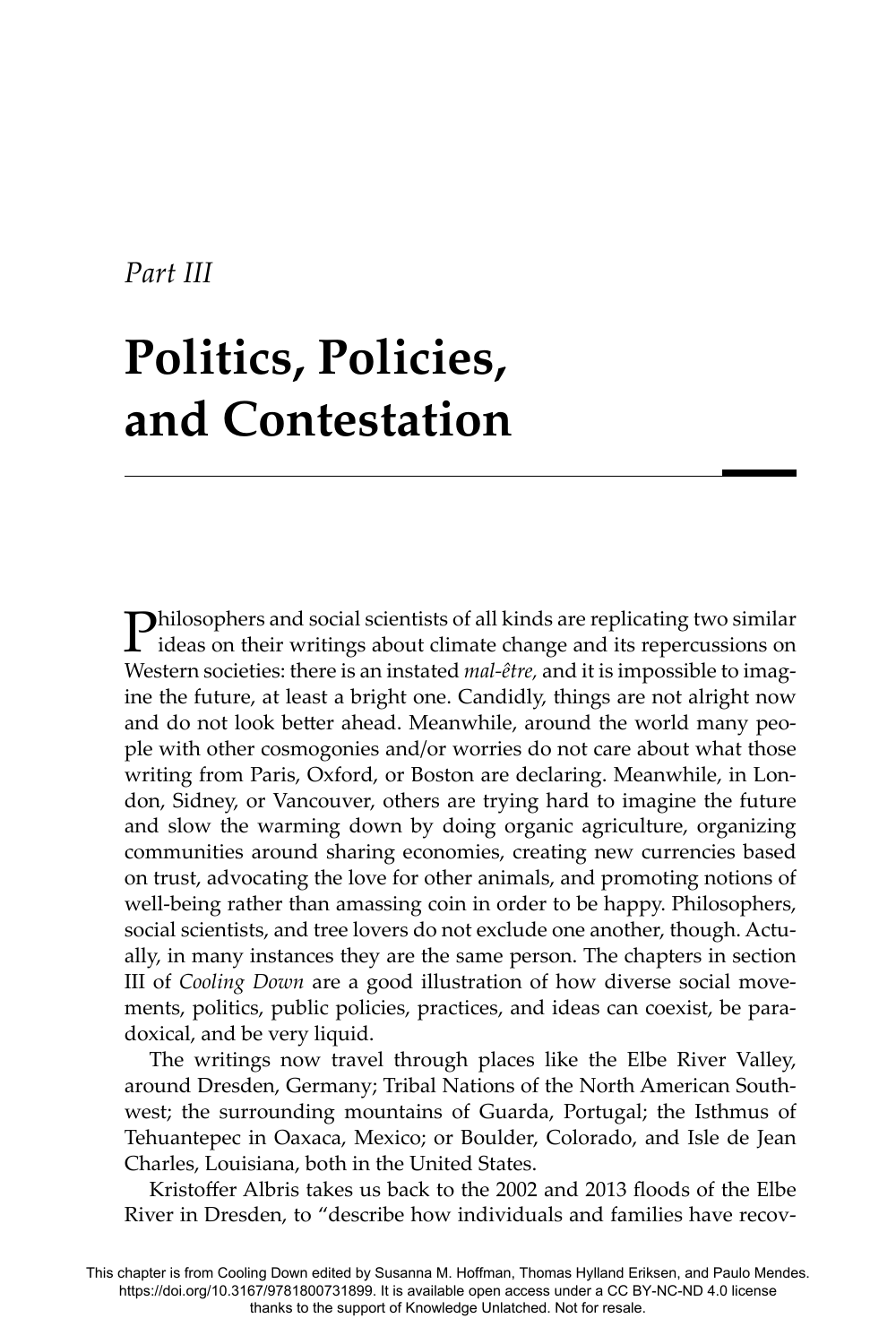*Part III*

# Politics, Policies, and Contestation

Philosophers and social scientists of all kinds are replicating two similar ideas on their writings about climate change and its repercussions on Western societies: there is an instated *mal-être,* and it is impossible to imagine the future, at least a bright one. Candidly, things are not alright now and do not look better ahead. Meanwhile, around the world many people with other cosmogonies and/or worries do not care about what those writing from Paris, Oxford, or Boston are declaring. Meanwhile, in London, Sidney, or Vancouver, others are trying hard to imagine the future and slow the warming down by doing organic agriculture, organizing communities around sharing economies, creating new currencies based on trust, advocating the love for other animals, and promoting notions of well-being rather than amassing coin in order to be happy. Philosophers, social scientists, and tree lovers do not exclude one another, though. Actually, in many instances they are the same person. The chapters in section III of *Cooling Down* are a good illustration of how diverse social movements, politics, public policies, practices, and ideas can coexist, be paradoxical, and be very liquid.

The writings now travel through places like the Elbe River Valley, around Dresden, Germany; Tribal Nations of the North American Southwest; the surrounding mountains of Guarda, Portugal; the Isthmus of Tehuantepec in Oaxaca, Mexico; or Boulder, Colorado, and Isle de Jean Charles, Louisiana, both in the United States.

Kristoffer Albris takes us back to the 2002 and 2013 floods of the Elbe River in Dresden, to "describe how individuals and families have recov-

This chapter is from Cooling Down edited by Susanna M. Hoffman, Thomas Hylland Eriksen, and Paulo Mendes. https://doi.org/10.3167/9781800731899. It is available open access under a CC BY-NC-ND 4.0 license thanks to the support of Knowledge Unlatched. Not for resale.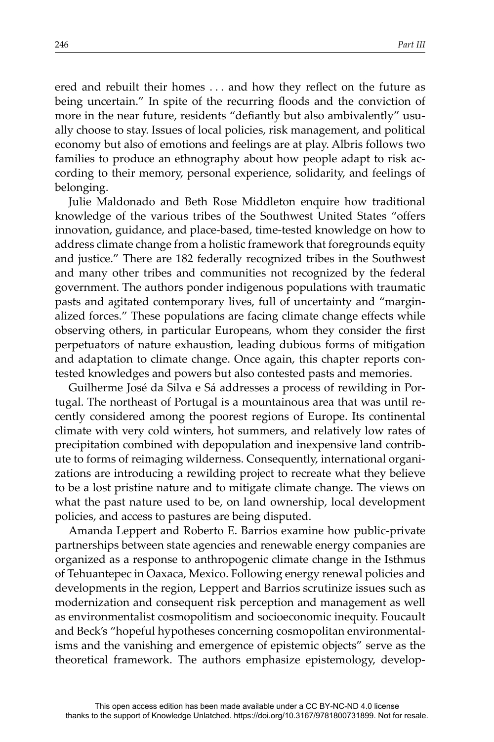ered and rebuilt their homes . . . and how they reflect on the future as being uncertain." In spite of the recurring floods and the conviction of more in the near future, residents "defiantly but also ambivalently" usually choose to stay. Issues of local policies, risk management, and political economy but also of emotions and feelings are at play. Albris follows two families to produce an ethnography about how people adapt to risk according to their memory, personal experience, solidarity, and feelings of belonging.

Julie Maldonado and Beth Rose Middleton enquire how traditional knowledge of the various tribes of the Southwest United States "offers innovation, guidance, and place-based, time-tested knowledge on how to address climate change from a holistic framework that foregrounds equity and justice." There are 182 federally recognized tribes in the Southwest and many other tribes and communities not recognized by the federal government. The authors ponder indigenous populations with traumatic pasts and agitated contemporary lives, full of uncertainty and "marginalized forces." These populations are facing climate change effects while observing others, in particular Europeans, whom they consider the first perpetuators of nature exhaustion, leading dubious forms of mitigation and adaptation to climate change. Once again, this chapter reports contested knowledges and powers but also contested pasts and memories.

Guilherme José da Silva e Sá addresses a process of rewilding in Portugal. The northeast of Portugal is a mountainous area that was until recently considered among the poorest regions of Europe. Its continental climate with very cold winters, hot summers, and relatively low rates of precipitation combined with depopulation and inexpensive land contribute to forms of reimaging wilderness. Consequently, international organizations are introducing a rewilding project to recreate what they believe to be a lost pristine nature and to mitigate climate change. The views on what the past nature used to be, on land ownership, local development policies, and access to pastures are being disputed.

Amanda Leppert and Roberto E. Barrios examine how public-private partnerships between state agencies and renewable energy companies are organized as a response to anthropogenic climate change in the Isthmus of Tehuantepec in Oaxaca, Mexico. Following energy renewal policies and developments in the region, Leppert and Barrios scrutinize issues such as modernization and consequent risk perception and management as well as environmentalist cosmopolitism and socioeconomic inequity. Foucault and Beck's "hopeful hypotheses concerning cosmopolitan environmentalisms and the vanishing and emergence of epistemic objects" serve as the theoretical framework. The authors emphasize epistemology, develop-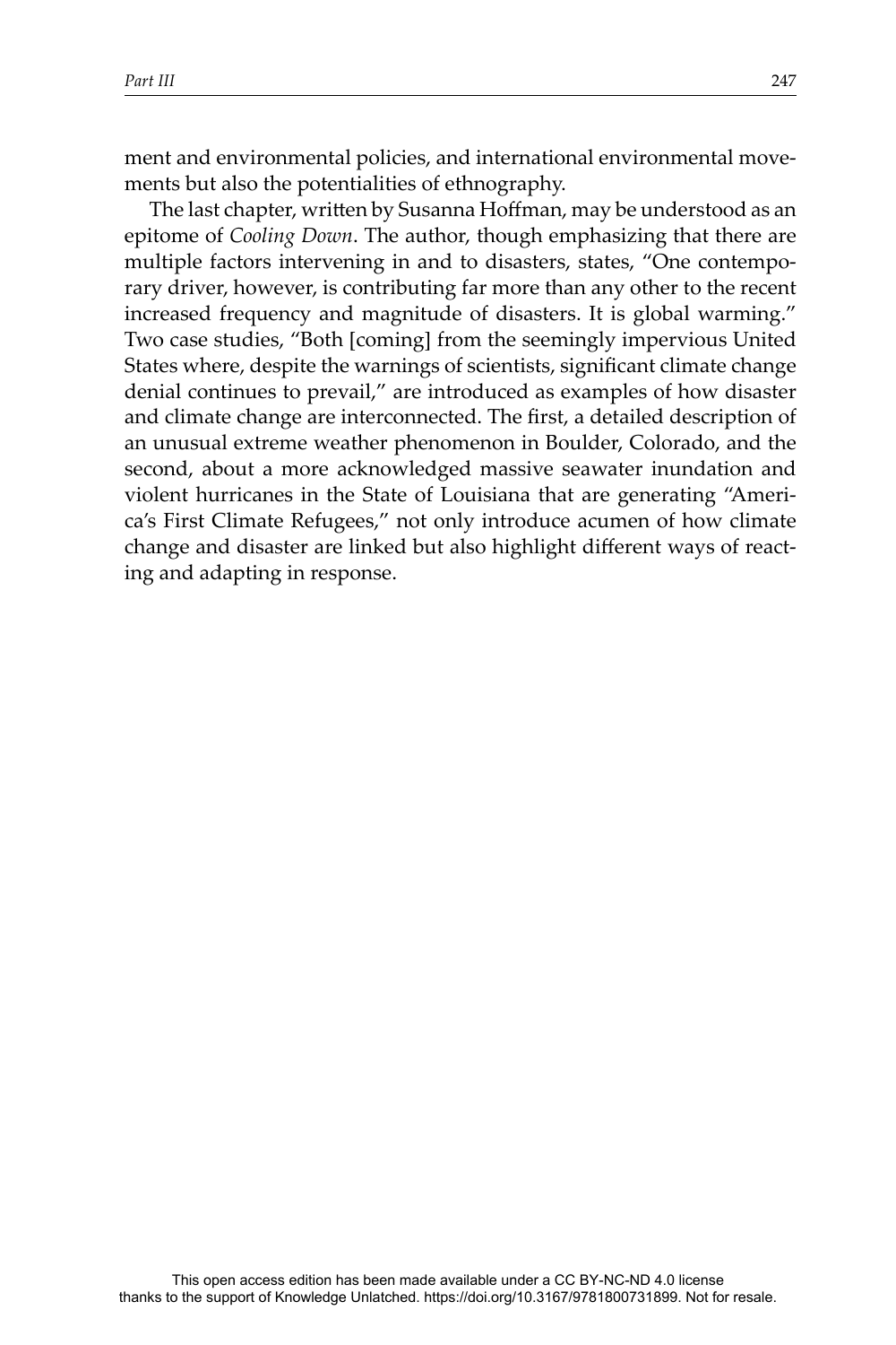ment and environmental policies, and international environmental movements but also the potentialities of ethnography.

The last chapter, written by Susanna Hoffman, may be understood as an epitome of *Cooling Down*. The author, though emphasizing that there are multiple factors intervening in and to disasters, states, "One contemporary driver, however, is contributing far more than any other to the recent increased frequency and magnitude of disasters. It is global warming." Two case studies, "Both [coming] from the seemingly impervious United States where, despite the warnings of scientists, significant climate change denial continues to prevail," are introduced as examples of how disaster and climate change are interconnected. The first, a detailed description of an unusual extreme weather phenomenon in Boulder, Colorado, and the second, about a more acknowledged massive seawater inundation and violent hurricanes in the State of Louisiana that are generating "America's First Climate Refugees," not only introduce acumen of how climate change and disaster are linked but also highlight different ways of reacting and adapting in response.

This open access edition has been made available under a CC BY-NC-ND 4.0 license thanks to the support of Knowledge Unlatched. https://doi.org/10.3167/9781800731899. Not for resale.